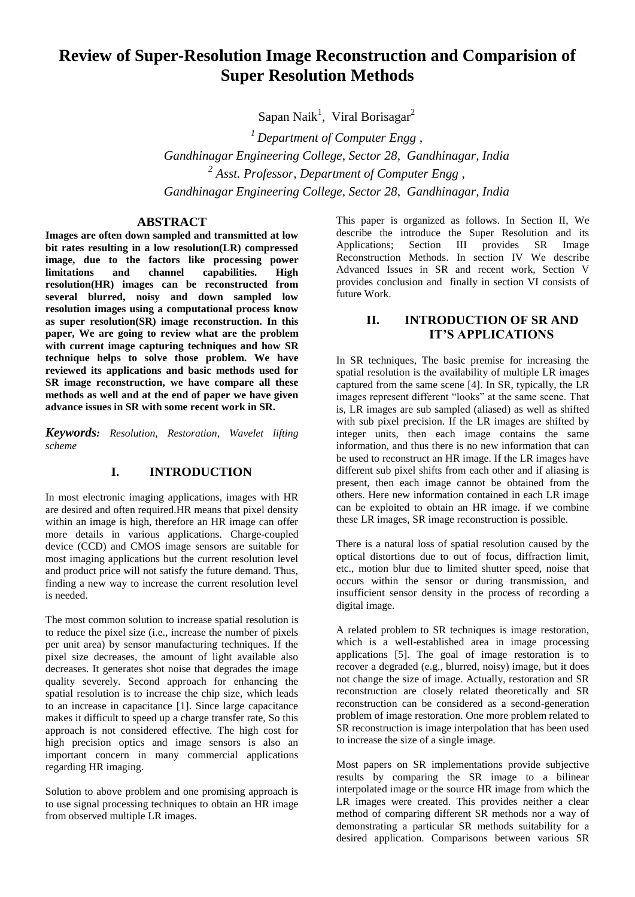# Review of Super-Resolution Image Reconstruction and Comparision of Super Resolution Methods

Sapan Naik[1], Viral Borisagar[2]

[1] *Department of Computer Engg ,*
*Gandhinagar Engineering College, Sector 28, Gandhinagar, India*
[2] *Asst. Professor, Department of Computer Engg ,*
*Gandhinagar Engineering College, Sector 28, Gandhinagar, India*

## ABSTRACT

**Images are often down sampled and transmitted at low bit rates resulting in a low resolution(LR) compressed image, due to the factors like processing power limitations and channel capabilities. High resolution(HR) images can be reconstructed from several blurred, noisy and down sampled low resolution images using a computational process know as super resolution(SR) image reconstruction. In this paper, We are going to review what are the problem with current image capturing techniques and how SR technique helps to solve those problem. We have reviewed its applications and basic methods used for SR image reconstruction, we have compare all these methods as well and at the end of paper we have given advance issues in SR with some recent work in SR.**

***Keywords:*** *Resolution, Restoration, Wavelet lifting scheme*

## I. INTRODUCTION

In most electronic imaging applications, images with HR are desired and often required.HR means that pixel density within an image is high, therefore an HR image can offer more details in various applications. Charge-coupled device (CCD) and CMOS image sensors are suitable for most imaging applications but the current resolution level and product price will not satisfy the future demand. Thus, finding a new way to increase the current resolution level is needed.

The most common solution to increase spatial resolution is to reduce the pixel size (i.e., increase the number of pixels per unit area) by sensor manufacturing techniques. If the pixel size decreases, the amount of light available also decreases. It generates shot noise that degrades the image quality severely. Second approach for enhancing the spatial resolution is to increase the chip size, which leads to an increase in capacitance [1]. Since large capacitance makes it difficult to speed up a charge transfer rate, So this approach is not considered effective. The high cost for high precision optics and image sensors is also an important concern in many commercial applications regarding HR imaging.

Solution to above problem and one promising approach is to use signal processing techniques to obtain an HR image from observed multiple LR images.

This paper is organized as follows. In Section II, We describe the introduce the Super Resolution and its Applications; Section III provides SR Image Reconstruction Methods. In section IV We describe Advanced Issues in SR and recent work, Section V provides conclusion and finally in section VI consists of future Work.

## II. INTRODUCTION OF SR AND IT'S APPLICATIONS

In SR techniques, The basic premise for increasing the spatial resolution is the availability of multiple LR images captured from the same scene [4]. In SR, typically, the LR images represent different "looks" at the same scene. That is, LR images are sub sampled (aliased) as well as shifted with sub pixel precision. If the LR images are shifted by integer units, then each image contains the same information, and thus there is no new information that can be used to reconstruct an HR image. If the LR images have different sub pixel shifts from each other and if aliasing is present, then each image cannot be obtained from the others. Here new information contained in each LR image can be exploited to obtain an HR image. if we combine these LR images, SR image reconstruction is possible.

There is a natural loss of spatial resolution caused by the optical distortions due to out of focus, diffraction limit, etc., motion blur due to limited shutter speed, noise that occurs within the sensor or during transmission, and insufficient sensor density in the process of recording a digital image.

A related problem to SR techniques is image restoration, which is a well-established area in image processing applications [5]. The goal of image restoration is to recover a degraded (e.g., blurred, noisy) image, but it does not change the size of image. Actually, restoration and SR reconstruction are closely related theoretically and SR reconstruction can be considered as a second-generation problem of image restoration. One more problem related to SR reconstruction is image interpolation that has been used to increase the size of a single image.

Most papers on SR implementations provide subjective results by comparing the SR image to a bilinear interpolated image or the source HR image from which the LR images were created. This provides neither a clear method of comparing different SR methods nor a way of demonstrating a particular SR methods suitability for a desired application. Comparisons between various SR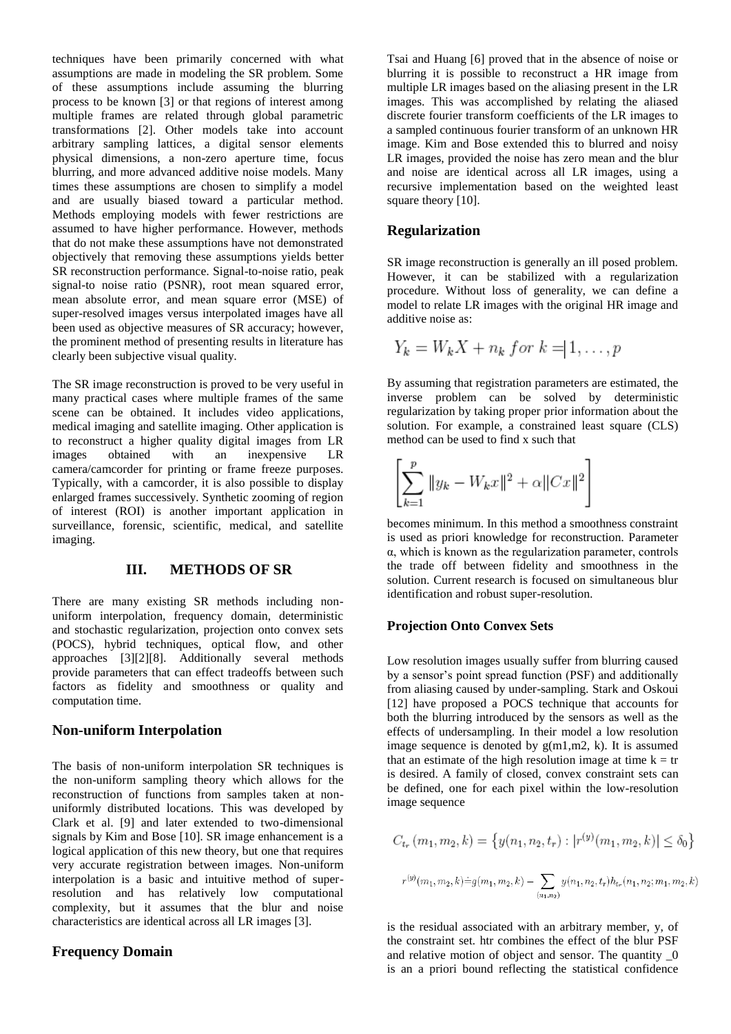techniques have been primarily concerned with what assumptions are made in modeling the SR problem. Some of these assumptions include assuming the blurring process to be known [3] or that regions of interest among multiple frames are related through global parametric transformations [2]. Other models take into account arbitrary sampling lattices, a digital sensor elements physical dimensions, a non-zero aperture time, focus blurring, and more advanced additive noise models. Many times these assumptions are chosen to simplify a model and are usually biased toward a particular method. Methods employing models with fewer restrictions are assumed to have higher performance. However, methods that do not make these assumptions have not demonstrated objectively that removing these assumptions yields better SR reconstruction performance. Signal-to-noise ratio, peak signal-to noise ratio (PSNR), root mean squared error, mean absolute error, and mean square error (MSE) of super-resolved images versus interpolated images have all been used as objective measures of SR accuracy; however, the prominent method of presenting results in literature has clearly been subjective visual quality.

The SR image reconstruction is proved to be very useful in many practical cases where multiple frames of the same scene can be obtained. It includes video applications, medical imaging and satellite imaging. Other application is to reconstruct a higher quality digital images from LR images obtained with an inexpensive LR camera/camcorder for printing or frame freeze purposes. Typically, with a camcorder, it is also possible to display enlarged frames successively. Synthetic zooming of region of interest (ROI) is another important application in surveillance, forensic, scientific, medical, and satellite imaging.

# III. METHODS OF SR

There are many existing SR methods including non-uniform interpolation, frequency domain, deterministic and stochastic regularization, projection onto convex sets (POCS), hybrid techniques, optical flow, and other approaches [3][2][8]. Additionally several methods provide parameters that can effect tradeoffs between such factors as fidelity and smoothness or quality and computation time.

## Non-uniform Interpolation

The basis of non-uniform interpolation SR techniques is the non-uniform sampling theory which allows for the reconstruction of functions from samples taken at non-uniformly distributed locations. This was developed by Clark et al. [9] and later extended to two-dimensional signals by Kim and Bose [10]. SR image enhancement is a logical application of this new theory, but one that requires very accurate registration between images. Non-uniform interpolation is a basic and intuitive method of super-resolution and has relatively low computational complexity, but it assumes that the blur and noise characteristics are identical across all LR images [3].

## Frequency Domain

Tsai and Huang [6] proved that in the absence of noise or blurring it is possible to reconstruct a HR image from multiple LR images based on the aliasing present in the LR images. This was accomplished by relating the aliased discrete fourier transform coefficients of the LR images to a sampled continuous fourier transform of an unknown HR image. Kim and Bose extended this to blurred and noisy LR images, provided the noise has zero mean and the blur and noise are identical across all LR images, using a recursive implementation based on the weighted least square theory [10].

## Regularization

SR image reconstruction is generally an ill posed problem. However, it can be stabilized with a regularization procedure. Without loss of generality, we can define a model to relate LR images with the original HR image and additive noise as:

$$Y_k = W_k X + n_k \ for \ k = 1, \ldots, p$$

By assuming that registration parameters are estimated, the inverse problem can be solved by deterministic regularization by taking proper prior information about the solution. For example, a constrained least square (CLS) method can be used to find x such that

$$\left[\sum_{k=1}^{p} \|y_k - W_k x\|^2 + \alpha \|Cx\|^2\right]$$

becomes minimum. In this method a smoothness constraint is used as priori knowledge for reconstruction. Parameter α, which is known as the regularization parameter, controls the trade off between fidelity and smoothness in the solution. Current research is focused on simultaneous blur identification and robust super-resolution.

### Projection Onto Convex Sets

Low resolution images usually suffer from blurring caused by a sensor's point spread function (PSF) and additionally from aliasing caused by under-sampling. Stark and Oskoui [12] have proposed a POCS technique that accounts for both the blurring introduced by the sensors as well as the effects of undersampling. In their model a low resolution image sequence is denoted by g(m1,m2, k). It is assumed that an estimate of the high resolution image at time k = tr is desired. A family of closed, convex constraint sets can be defined, one for each pixel within the low-resolution image sequence

$$C_{t_r}(m_1, m_2, k) = \left\{ y(n_1, n_2, t_r) : |r^{(y)}(m_1, m_2, k)| \leq \delta_0 \right\}$$

$$r^{(y)}(m_1, m_2, k) \doteq g(m_1, m_2, k) - \sum_{(n_1, n_2)} y(n_1, n_2, t_r) h_{t_r}(n_1, n_2; m_1, m_2, k)$$

is the residual associated with an arbitrary member, y, of the constraint set. htr combines the effect of the blur PSF and relative motion of object and sensor. The quantity _0 is an a priori bound reflecting the statistical confidence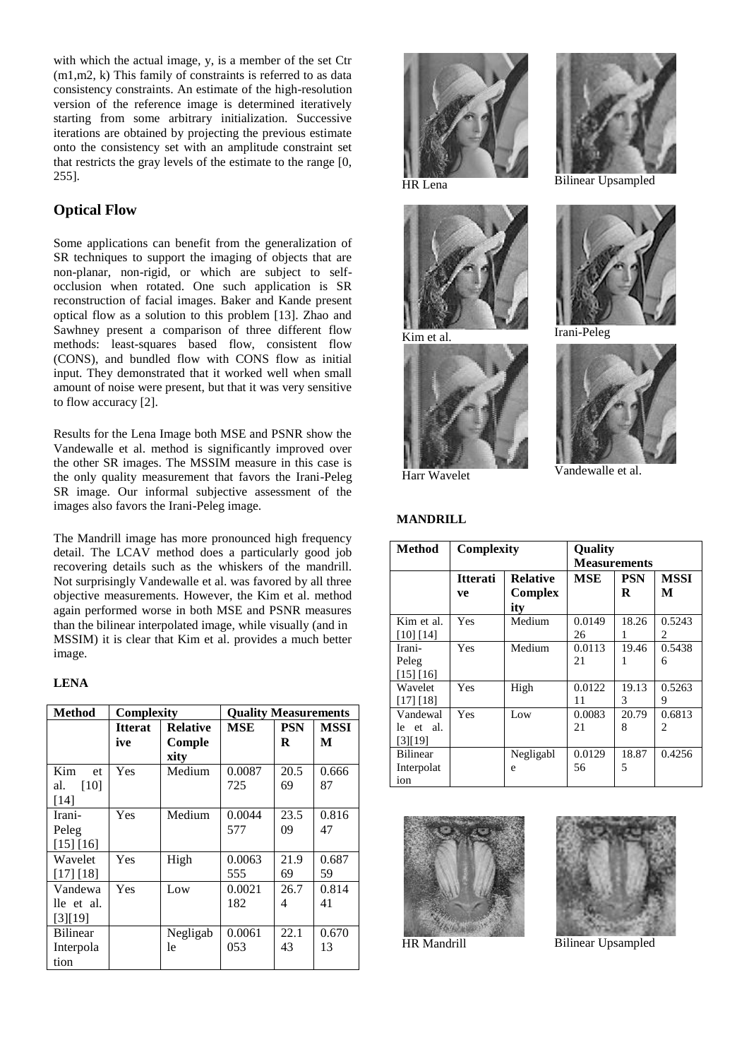with which the actual image, y, is a member of the set Ctr (m1,m2, k) This family of constraints is referred to as data consistency constraints. An estimate of the high-resolution version of the reference image is determined iteratively starting from some arbitrary initialization. Successive iterations are obtained by projecting the previous estimate onto the consistency set with an amplitude constraint set that restricts the gray levels of the estimate to the range [0, 255].

## Optical Flow

Some applications can benefit from the generalization of SR techniques to support the imaging of objects that are non-planar, non-rigid, or which are subject to self-occlusion when rotated. One such application is SR reconstruction of facial images. Baker and Kande present optical flow as a solution to this problem [13]. Zhao and Sawhney present a comparison of three different flow methods: least-squares based flow, consistent flow (CONS), and bundled flow with CONS flow as initial input. They demonstrated that it worked well when small amount of noise were present, but that it was very sensitive to flow accuracy [2].

Results for the Lena Image both MSE and PSNR show the Vandewalle et al. method is significantly improved over the other SR images. The MSSIM measure in this case is the only quality measurement that favors the Irani-Peleg SR image. Our informal subjective assessment of the images also favors the Irani-Peleg image.

The Mandrill image has more pronounced high frequency detail. The LCAV method does a particularly good job recovering details such as the whiskers of the mandrill. Not surprisingly Vandewalle et al. was favored by all three objective measurements. However, the Kim et al. method again performed worse in both MSE and PSNR measures than the bilinear interpolated image, while visually (and in MSSIM) it is clear that Kim et al. provides a much better image.

**LENA**

| Method | Complexity | | Quality Measurements | | |
|---|---|---|---|---|---|
| | **Itterative** | **Relative Complexity** | **MSE** | **PSNR** | **MSSIM** |
| Kim et al. [10] [14] | Yes | Medium | 0.0087725 | 20.569 | 0.66687 |
| Irani-Peleg [15] [16] | Yes | Medium | 0.0044577 | 23.509 | 0.81647 |
| Wavelet [17] [18] | Yes | High | 0.0063555 | 21.969 | 0.68759 |
| Vandewalle et al. [3][19] | Yes | Low | 0.0021182 | 26.74 | 0.81441 |
| Bilinear Interpolation | | Negligable | 0.0061053 | 22.143 | 0.67013 |

HR Lena

Bilinear Upsampled

Kim et al.

Irani-Peleg

Harr Wavelet

Vandewalle et al.

**MANDRILL**

| Method | Complexity | | Quality Measurements | | |
|---|---|---|---|---|---|
| | **Itterative** | **Relative Complexity** | **MSE** | **PSNR** | **MSSIM** |
| Kim et al. [10] [14] | Yes | Medium | 0.014926 | 18.261 | 0.52432 |
| Irani-Peleg [15] [16] | Yes | Medium | 0.011321 | 19.461 | 0.54386 |
| Wavelet [17] [18] | Yes | High | 0.012211 | 19.133 | 0.52639 |
| Vandewalle et al. [3][19] | Yes | Low | 0.008321 | 20.798 | 0.68132 |
| Bilinear Interpolation | | Negligable | 0.012956 | 18.875 | 0.4256 |

HR Mandrill

Bilinear Upsampled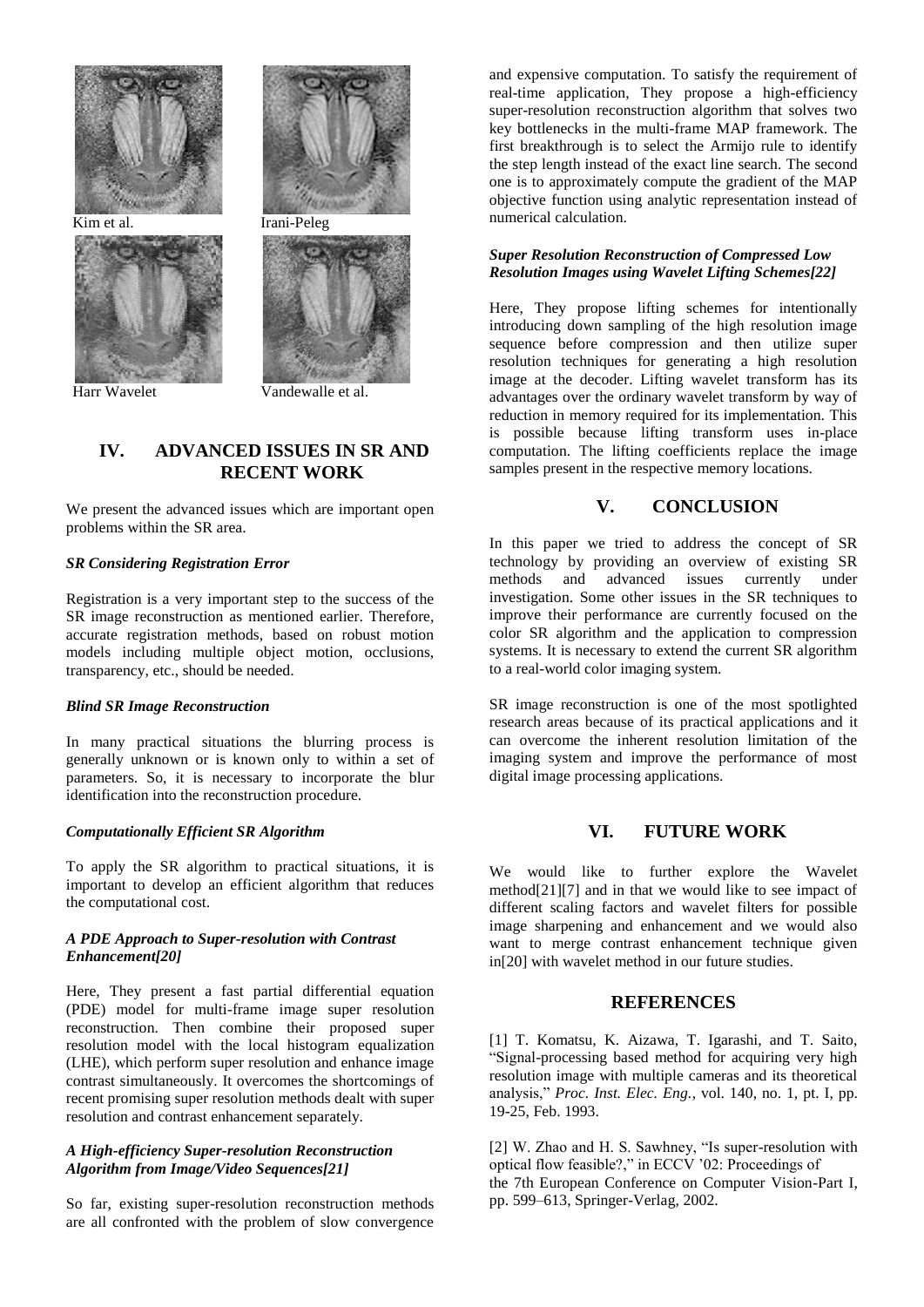Kim et al. Irani-Peleg

Harr Wavelet Vandewalle et al.

## IV. ADVANCED ISSUES IN SR AND RECENT WORK

We present the advanced issues which are important open problems within the SR area.

***SR Considering Registration Error***

Registration is a very important step to the success of the SR image reconstruction as mentioned earlier. Therefore, accurate registration methods, based on robust motion models including multiple object motion, occlusions, transparency, etc., should be needed.

***Blind SR Image Reconstruction***

In many practical situations the blurring process is generally unknown or is known only to within a set of parameters. So, it is necessary to incorporate the blur identification into the reconstruction procedure.

***Computationally Efficient SR Algorithm***

To apply the SR algorithm to practical situations, it is important to develop an efficient algorithm that reduces the computational cost.

***A PDE Approach to Super-resolution with Contrast Enhancement[20]***

Here, They present a fast partial differential equation (PDE) model for multi-frame image super resolution reconstruction. Then combine their proposed super resolution model with the local histogram equalization (LHE), which perform super resolution and enhance image contrast simultaneously. It overcomes the shortcomings of recent promising super resolution methods dealt with super resolution and contrast enhancement separately.

***A High-efficiency Super-resolution Reconstruction Algorithm from Image/Video Sequences[21]***

So far, existing super-resolution reconstruction methods are all confronted with the problem of slow convergence and expensive computation. To satisfy the requirement of real-time application, They propose a high-efficiency super-resolution reconstruction algorithm that solves two key bottlenecks in the multi-frame MAP framework. The first breakthrough is to select the Armijo rule to identify the step length instead of the exact line search. The second one is to approximately compute the gradient of the MAP objective function using analytic representation instead of numerical calculation.

***Super Resolution Reconstruction of Compressed Low Resolution Images using Wavelet Lifting Schemes[22]***

Here, They propose lifting schemes for intentionally introducing down sampling of the high resolution image sequence before compression and then utilize super resolution techniques for generating a high resolution image at the decoder. Lifting wavelet transform has its advantages over the ordinary wavelet transform by way of reduction in memory required for its implementation. This is possible because lifting transform uses in-place computation. The lifting coefficients replace the image samples present in the respective memory locations.

## V. CONCLUSION

In this paper we tried to address the concept of SR technology by providing an overview of existing SR methods and advanced issues currently under investigation. Some other issues in the SR techniques to improve their performance are currently focused on the color SR algorithm and the application to compression systems. It is necessary to extend the current SR algorithm to a real-world color imaging system.

SR image reconstruction is one of the most spotlighted research areas because of its practical applications and it can overcome the inherent resolution limitation of the imaging system and improve the performance of most digital image processing applications.

## VI. FUTURE WORK

We would like to further explore the Wavelet method[21][7] and in that we would like to see impact of different scaling factors and wavelet filters for possible image sharpening and enhancement and we would also want to merge contrast enhancement technique given in[20] with wavelet method in our future studies.

## REFERENCES

[1] T. Komatsu, K. Aizawa, T. Igarashi, and T. Saito, "Signal-processing based method for acquiring very high resolution image with multiple cameras and its theoretical analysis," *Proc. Inst. Elec. Eng.*, vol. 140, no. 1, pt. I, pp. 19-25, Feb. 1993.

[2] W. Zhao and H. S. Sawhney, "Is super-resolution with optical flow feasible?," in ECCV '02: Proceedings of the 7th European Conference on Computer Vision-Part I, pp. 599–613, Springer-Verlag, 2002.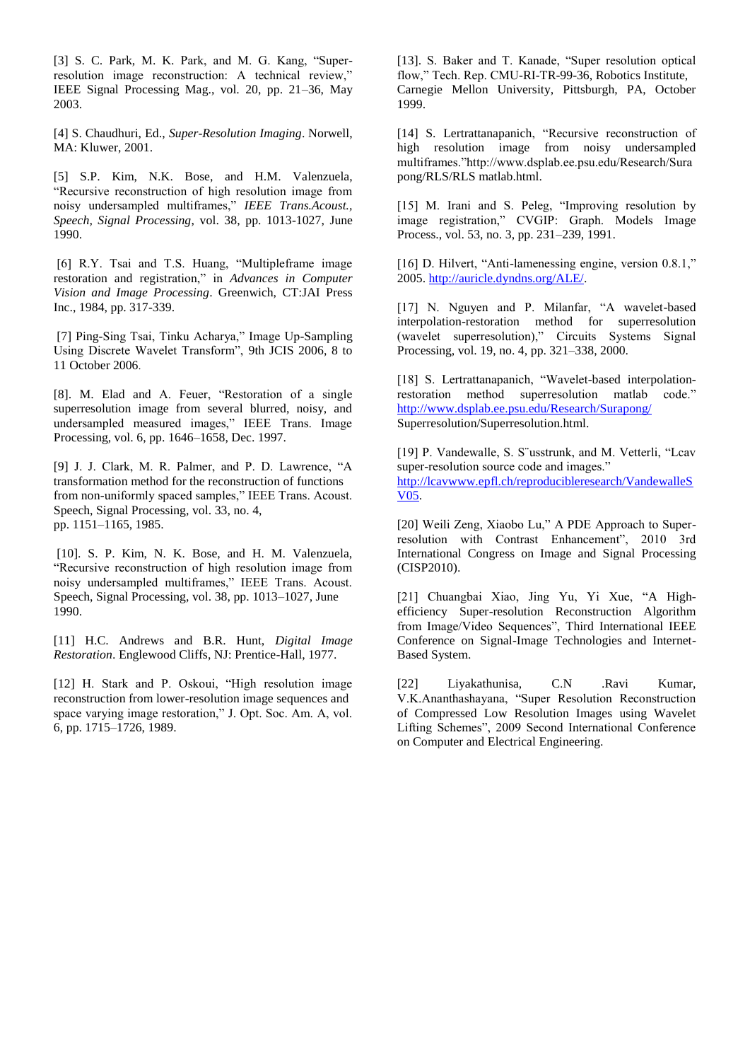[3] S. C. Park, M. K. Park, and M. G. Kang, "Super-resolution image reconstruction: A technical review," IEEE Signal Processing Mag., vol. 20, pp. 21–36, May 2003.

[4] S. Chaudhuri, Ed., *Super-Resolution Imaging*. Norwell, MA: Kluwer, 2001.

[5] S.P. Kim, N.K. Bose, and H.M. Valenzuela, "Recursive reconstruction of high resolution image from noisy undersampled multiframes," *IEEE Trans.Acoust., Speech, Signal Processing*, vol. 38, pp. 1013-1027, June 1990.

[6] R.Y. Tsai and T.S. Huang, "Multipleframe image restoration and registration," in *Advances in Computer Vision and Image Processing*. Greenwich, CT:JAI Press Inc., 1984, pp. 317-339.

[7] Ping-Sing Tsai, Tinku Acharya," Image Up-Sampling Using Discrete Wavelet Transform", 9th JCIS 2006, 8 to 11 October 2006.

[8]. M. Elad and A. Feuer, "Restoration of a single superresolution image from several blurred, noisy, and undersampled measured images," IEEE Trans. Image Processing, vol. 6, pp. 1646–1658, Dec. 1997.

[9] J. J. Clark, M. R. Palmer, and P. D. Lawrence, "A transformation method for the reconstruction of functions from non-uniformly spaced samples," IEEE Trans. Acoust. Speech, Signal Processing, vol. 33, no. 4, pp. 1151–1165, 1985.

[10]. S. P. Kim, N. K. Bose, and H. M. Valenzuela, "Recursive reconstruction of high resolution image from noisy undersampled multiframes," IEEE Trans. Acoust. Speech, Signal Processing, vol. 38, pp. 1013–1027, June 1990.

[11] H.C. Andrews and B.R. Hunt, *Digital Image Restoration*. Englewood Cliffs, NJ: Prentice-Hall, 1977.

[12] H. Stark and P. Oskoui, "High resolution image reconstruction from lower-resolution image sequences and space varying image restoration," J. Opt. Soc. Am. A, vol. 6, pp. 1715–1726, 1989.

[13]. S. Baker and T. Kanade, "Super resolution optical flow," Tech. Rep. CMU-RI-TR-99-36, Robotics Institute, Carnegie Mellon University, Pittsburgh, PA, October 1999.

[14] S. Lertrattanapanich, "Recursive reconstruction of high resolution image from noisy undersampled multiframes."http://www.dsplab.ee.psu.edu/Research/Surapong/RLS/RLS matlab.html.

[15] M. Irani and S. Peleg, "Improving resolution by image registration," CVGIP: Graph. Models Image Process., vol. 53, no. 3, pp. 231–239, 1991.

[16] D. Hilvert, "Anti-lamenessing engine, version 0.8.1," 2005. http://auricle.dyndns.org/ALE/.

[17] N. Nguyen and P. Milanfar, "A wavelet-based interpolation-restoration method for superresolution (wavelet superresolution)," Circuits Systems Signal Processing, vol. 19, no. 4, pp. 321–338, 2000.

[18] S. Lertrattanapanich, "Wavelet-based interpolation-restoration method superresolution matlab code." http://www.dsplab.ee.psu.edu/Research/Surapong/Superresolution/Superresolution.html.

[19] P. Vandewalle, S. S¨usstrunk, and M. Vetterli, "Lcav super-resolution source code and images." http://lcavwww.epfl.ch/reproducibleresearch/VandewalleSV05.

[20] Weili Zeng, Xiaobo Lu," A PDE Approach to Super-resolution with Contrast Enhancement", 2010 3rd International Congress on Image and Signal Processing (CISP2010).

[21] Chuangbai Xiao, Jing Yu, Yi Xue, "A High-efficiency Super-resolution Reconstruction Algorithm from Image/Video Sequences", Third International IEEE Conference on Signal-Image Technologies and Internet-Based System.

[22] Liyakathunisa, C.N .Ravi Kumar, V.K.Ananthashayana, "Super Resolution Reconstruction of Compressed Low Resolution Images using Wavelet Lifting Schemes", 2009 Second International Conference on Computer and Electrical Engineering.